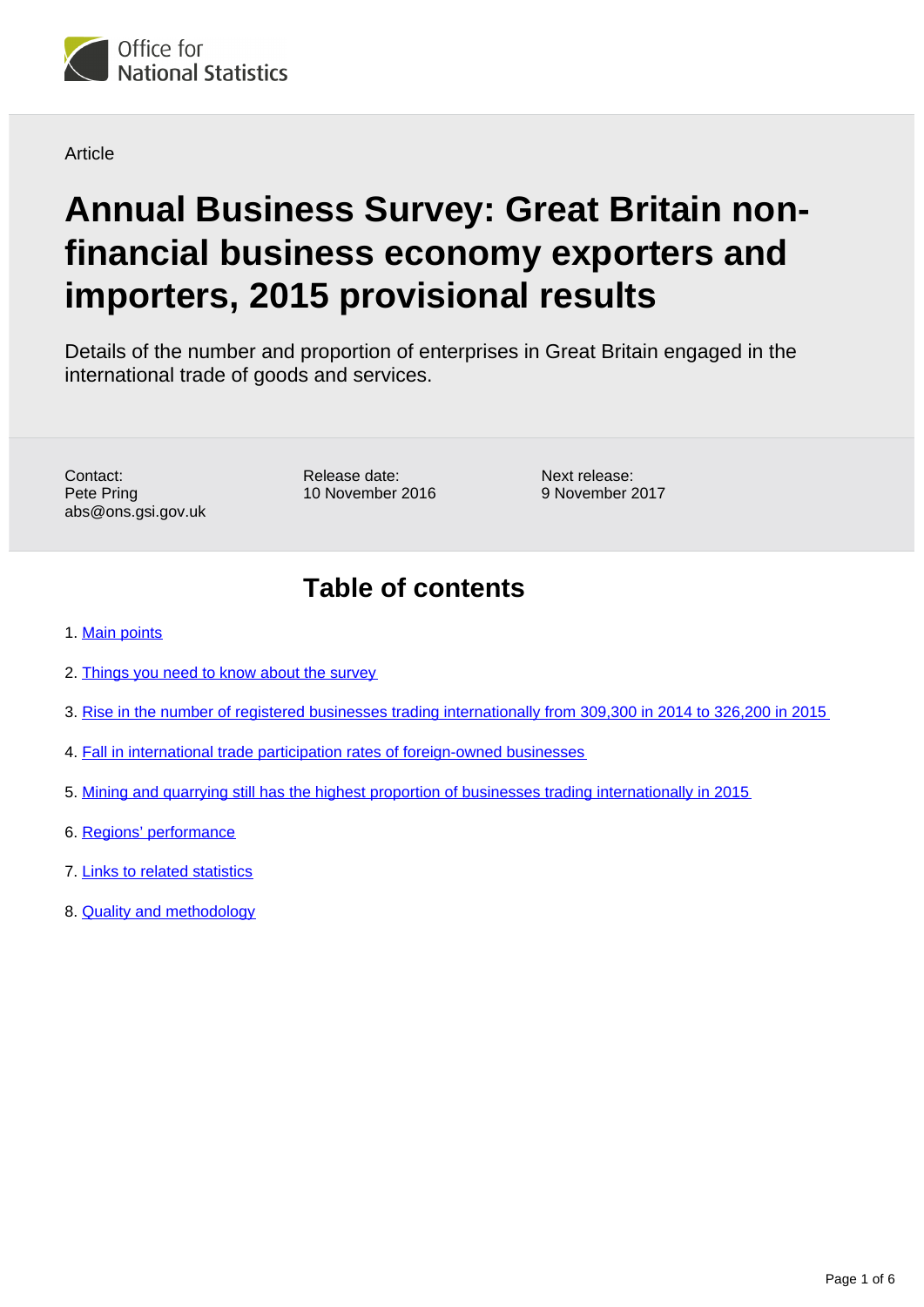Office for National Statistics

Article

# Annual Business Survey: Great Britain non-financial business economy exporters and importers, 2015 provisional results

Details of the number and proportion of enterprises in Great Britain engaged in the international trade of goods and services.

Contact:
Pete Pring
abs@ons.gsi.gov.uk

Release date:
10 November 2016

Next release:
9 November 2017

## Table of contents

1. Main points
2. Things you need to know about the survey
3. Rise in the number of registered businesses trading internationally from 309,300 in 2014 to 326,200 in 2015
4. Fall in international trade participation rates of foreign-owned businesses
5. Mining and quarrying still has the highest proportion of businesses trading internationally in 2015
6. Regions' performance
7. Links to related statistics
8. Quality and methodology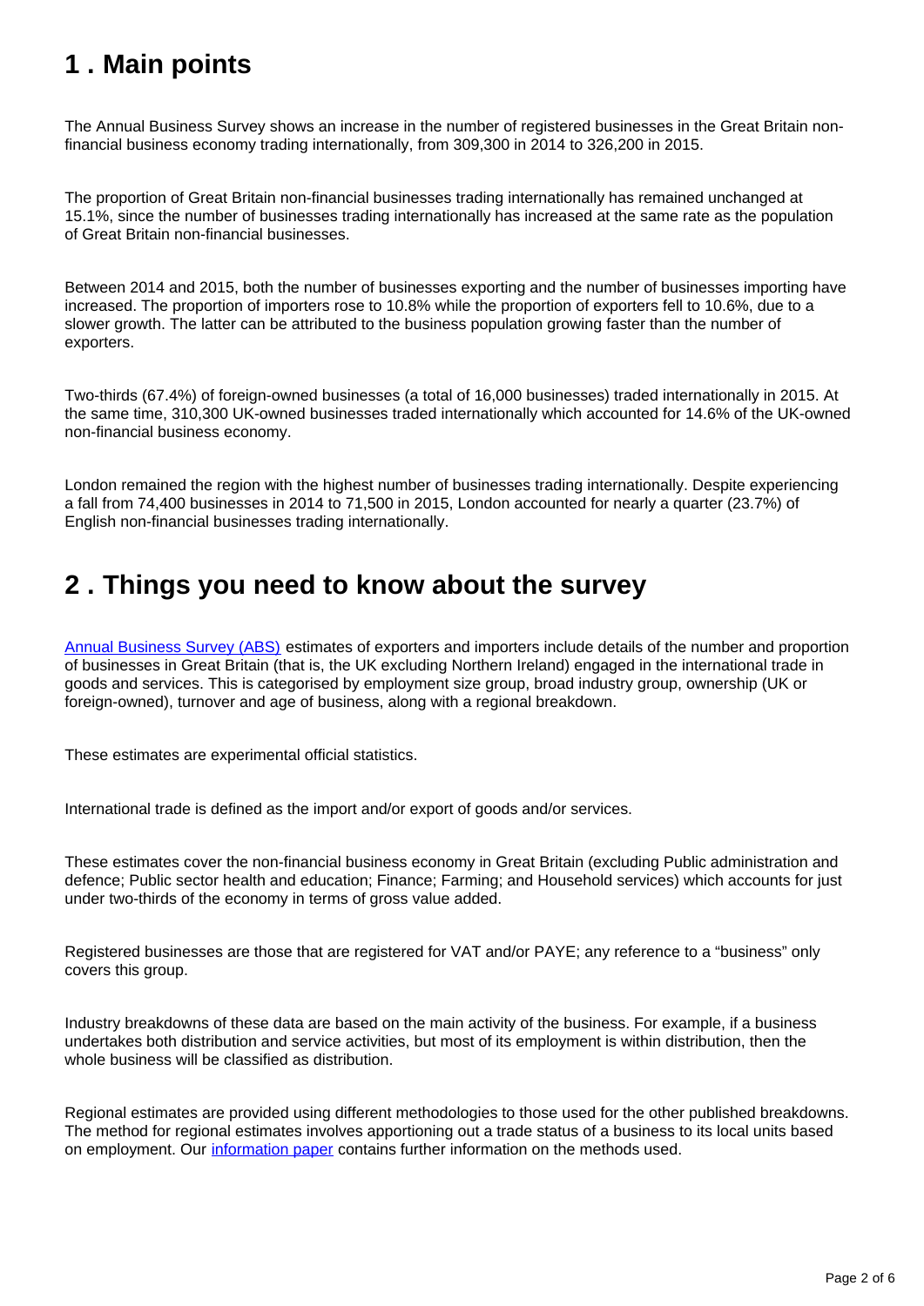## 1 . Main points

The Annual Business Survey shows an increase in the number of registered businesses in the Great Britain non-financial business economy trading internationally, from 309,300 in 2014 to 326,200 in 2015.

The proportion of Great Britain non-financial businesses trading internationally has remained unchanged at 15.1%, since the number of businesses trading internationally has increased at the same rate as the population of Great Britain non-financial businesses.

Between 2014 and 2015, both the number of businesses exporting and the number of businesses importing have increased. The proportion of importers rose to 10.8% while the proportion of exporters fell to 10.6%, due to a slower growth. The latter can be attributed to the business population growing faster than the number of exporters.

Two-thirds (67.4%) of foreign-owned businesses (a total of 16,000 businesses) traded internationally in 2015. At the same time, 310,300 UK-owned businesses traded internationally which accounted for 14.6% of the UK-owned non-financial business economy.

London remained the region with the highest number of businesses trading internationally. Despite experiencing a fall from 74,400 businesses in 2014 to 71,500 in 2015, London accounted for nearly a quarter (23.7%) of English non-financial businesses trading internationally.

## 2 . Things you need to know about the survey

[Annual Business Survey (ABS)] estimates of exporters and importers include details of the number and proportion of businesses in Great Britain (that is, the UK excluding Northern Ireland) engaged in the international trade in goods and services. This is categorised by employment size group, broad industry group, ownership (UK or foreign-owned), turnover and age of business, along with a regional breakdown.

These estimates are experimental official statistics.

International trade is defined as the import and/or export of goods and/or services.

These estimates cover the non-financial business economy in Great Britain (excluding Public administration and defence; Public sector health and education; Finance; Farming; and Household services) which accounts for just under two-thirds of the economy in terms of gross value added.

Registered businesses are those that are registered for VAT and/or PAYE; any reference to a "business" only covers this group.

Industry breakdowns of these data are based on the main activity of the business. For example, if a business undertakes both distribution and service activities, but most of its employment is within distribution, then the whole business will be classified as distribution.

Regional estimates are provided using different methodologies to those used for the other published breakdowns. The method for regional estimates involves apportioning out a trade status of a business to its local units based on employment. Our [information paper] contains further information on the methods used.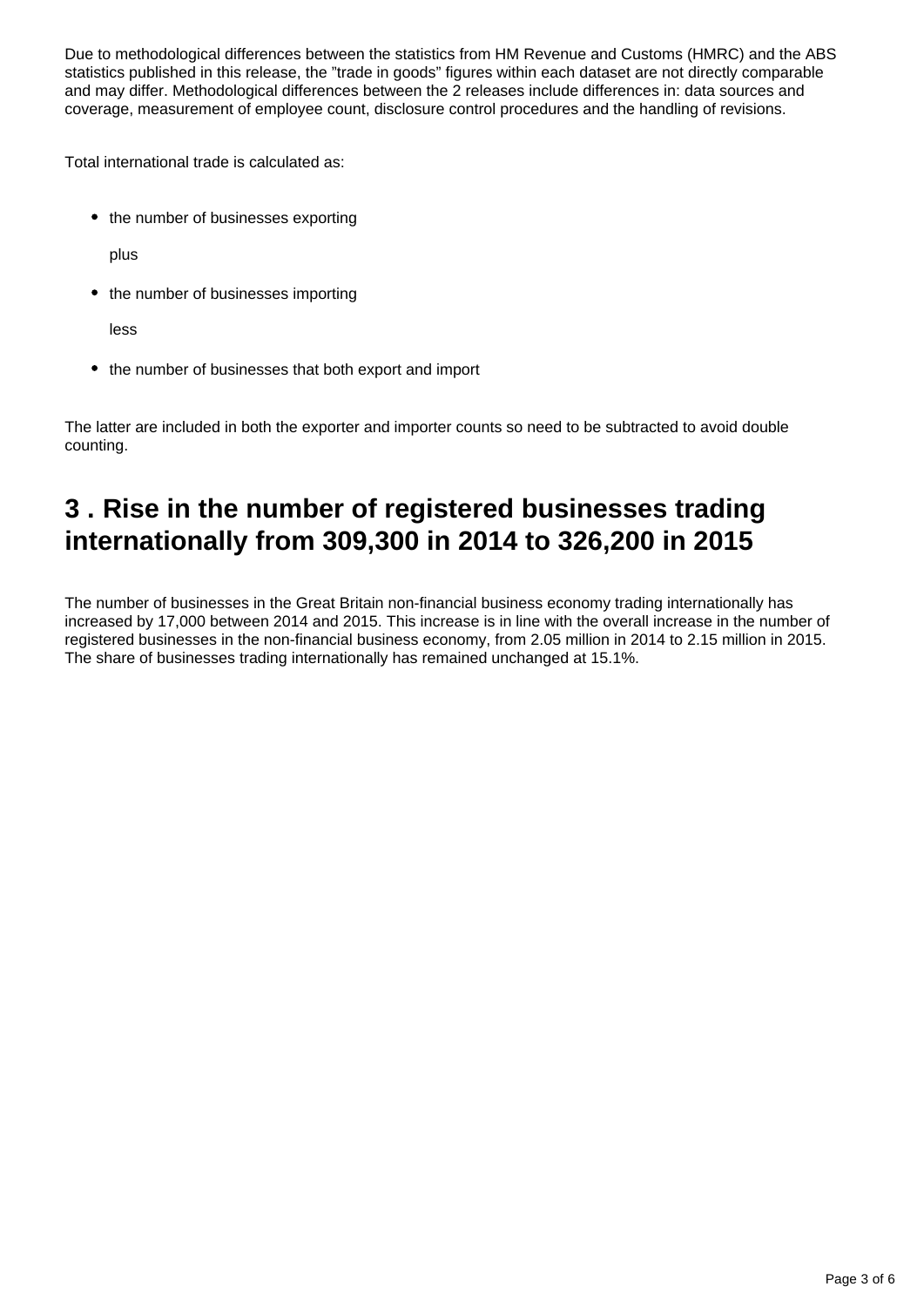Due to methodological differences between the statistics from HM Revenue and Customs (HMRC) and the ABS statistics published in this release, the "trade in goods" figures within each dataset are not directly comparable and may differ. Methodological differences between the 2 releases include differences in: data sources and coverage, measurement of employee count, disclosure control procedures and the handling of revisions.

Total international trade is calculated as:

- the number of businesses exporting

  plus

- the number of businesses importing

  less

- the number of businesses that both export and import

The latter are included in both the exporter and importer counts so need to be subtracted to avoid double counting.

## 3 . Rise in the number of registered businesses trading internationally from 309,300 in 2014 to 326,200 in 2015

The number of businesses in the Great Britain non-financial business economy trading internationally has increased by 17,000 between 2014 and 2015. This increase is in line with the overall increase in the number of registered businesses in the non-financial business economy, from 2.05 million in 2014 to 2.15 million in 2015. The share of businesses trading internationally has remained unchanged at 15.1%.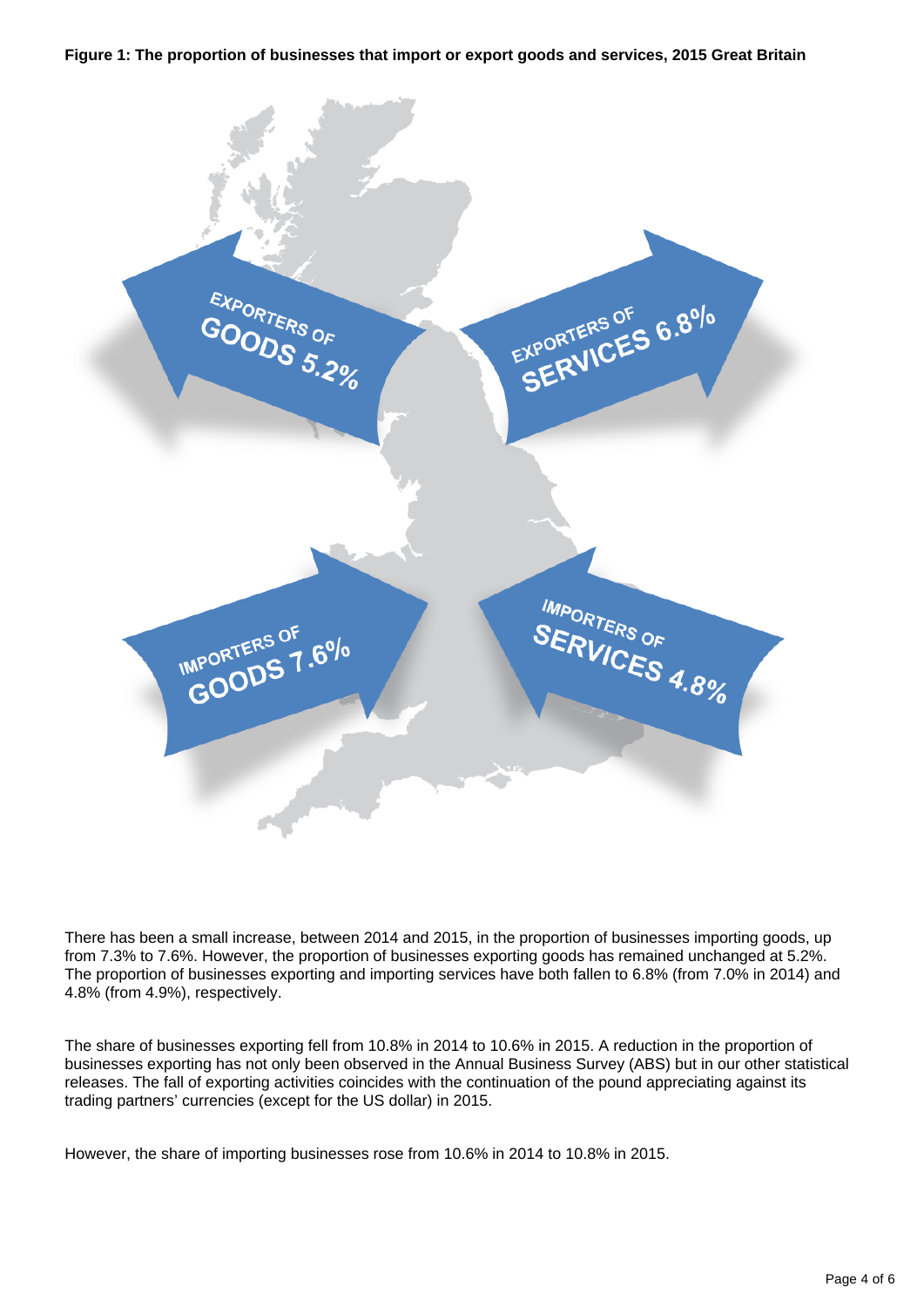**Figure 1: The proportion of businesses that import or export goods and services, 2015 Great Britain**

EXPORTERS OF GOODS 5.2%

EXPORTERS OF SERVICES 6.8%

IMPORTERS OF GOODS 7.6%

IMPORTERS OF SERVICES 4.8%

There has been a small increase, between 2014 and 2015, in the proportion of businesses importing goods, up from 7.3% to 7.6%. However, the proportion of businesses exporting goods has remained unchanged at 5.2%. The proportion of businesses exporting and importing services have both fallen to 6.8% (from 7.0% in 2014) and 4.8% (from 4.9%), respectively.

The share of businesses exporting fell from 10.8% in 2014 to 10.6% in 2015. A reduction in the proportion of businesses exporting has not only been observed in the Annual Business Survey (ABS) but in our other statistical releases. The fall of exporting activities coincides with the continuation of the pound appreciating against its trading partners' currencies (except for the US dollar) in 2015.

However, the share of importing businesses rose from 10.6% in 2014 to 10.8% in 2015.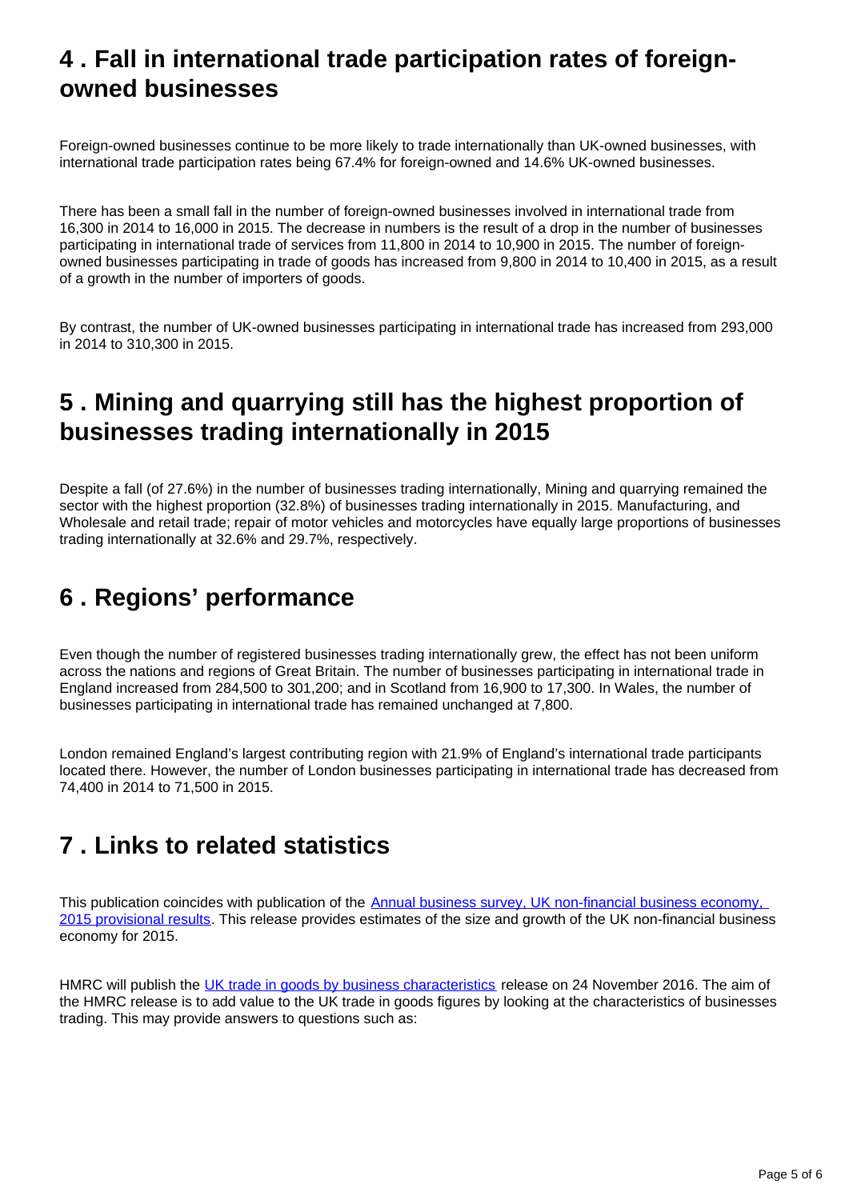## 4 . Fall in international trade participation rates of foreign-owned businesses

Foreign-owned businesses continue to be more likely to trade internationally than UK-owned businesses, with international trade participation rates being 67.4% for foreign-owned and 14.6% UK-owned businesses.

There has been a small fall in the number of foreign-owned businesses involved in international trade from 16,300 in 2014 to 16,000 in 2015. The decrease in numbers is the result of a drop in the number of businesses participating in international trade of services from 11,800 in 2014 to 10,900 in 2015. The number of foreign-owned businesses participating in trade of goods has increased from 9,800 in 2014 to 10,400 in 2015, as a result of a growth in the number of importers of goods.

By contrast, the number of UK-owned businesses participating in international trade has increased from 293,000 in 2014 to 310,300 in 2015.

## 5 . Mining and quarrying still has the highest proportion of businesses trading internationally in 2015

Despite a fall (of 27.6%) in the number of businesses trading internationally, Mining and quarrying remained the sector with the highest proportion (32.8%) of businesses trading internationally in 2015. Manufacturing, and Wholesale and retail trade; repair of motor vehicles and motorcycles have equally large proportions of businesses trading internationally at 32.6% and 29.7%, respectively.

## 6 . Regions' performance

Even though the number of registered businesses trading internationally grew, the effect has not been uniform across the nations and regions of Great Britain. The number of businesses participating in international trade in England increased from 284,500 to 301,200; and in Scotland from 16,900 to 17,300. In Wales, the number of businesses participating in international trade has remained unchanged at 7,800.

London remained England's largest contributing region with 21.9% of England's international trade participants located there. However, the number of London businesses participating in international trade has decreased from 74,400 in 2014 to 71,500 in 2015.

## 7 . Links to related statistics

This publication coincides with publication of the Annual business survey, UK non-financial business economy, 2015 provisional results. This release provides estimates of the size and growth of the UK non-financial business economy for 2015.

HMRC will publish the UK trade in goods by business characteristics release on 24 November 2016. The aim of the HMRC release is to add value to the UK trade in goods figures by looking at the characteristics of businesses trading. This may provide answers to questions such as: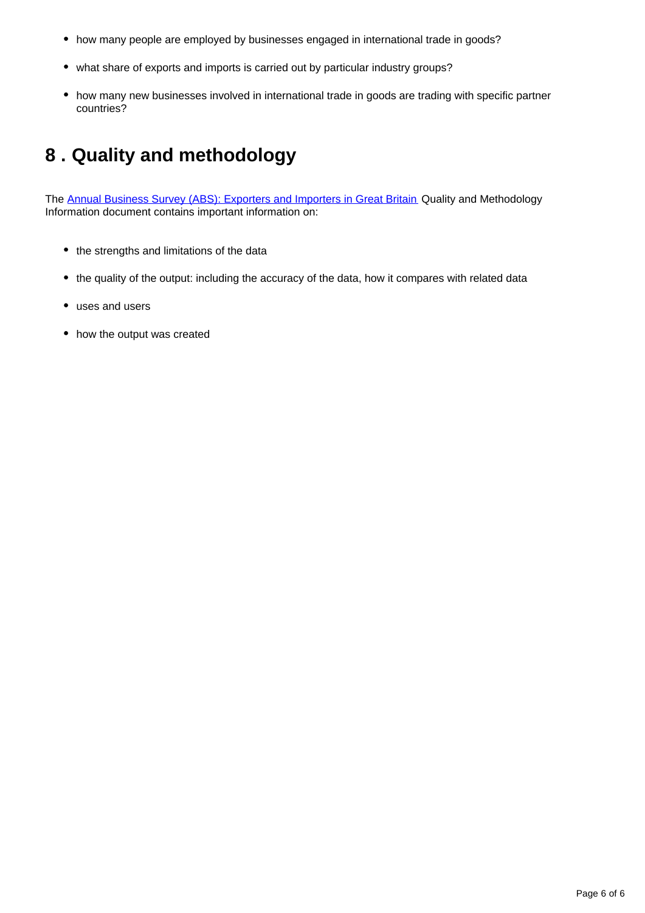- how many people are employed by businesses engaged in international trade in goods?
- what share of exports and imports is carried out by particular industry groups?
- how many new businesses involved in international trade in goods are trading with specific partner countries?

## 8 . Quality and methodology

The Annual Business Survey (ABS): Exporters and Importers in Great Britain Quality and Methodology Information document contains important information on:

- the strengths and limitations of the data
- the quality of the output: including the accuracy of the data, how it compares with related data
- uses and users
- how the output was created